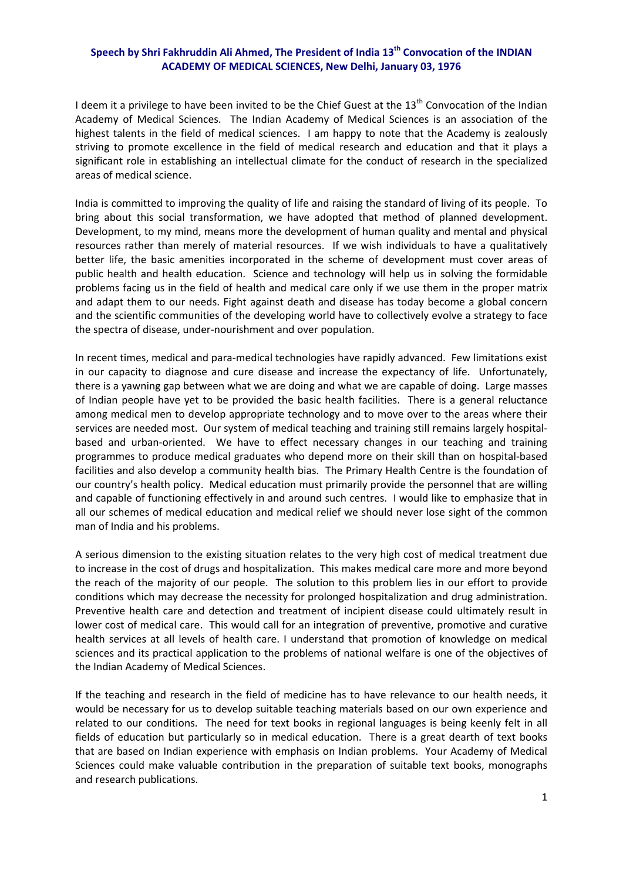**Speech by Shri Fakhruddin Ali Ahmed, The President of India 13th Convocation of the INDIAN ACADEMY OF MEDICAL SCIENCES, New Delhi, January 03, 1976**

I deem it a privilege to have been invited to be the Chief Guest at the 13th Convocation of the Indian Academy of Medical Sciences. The Indian Academy of Medical Sciences is an association of the highest talents in the field of medical sciences. I am happy to note that the Academy is zealously striving to promote excellence in the field of medical research and education and that it plays a significant role in establishing an intellectual climate for the conduct of research in the specialized areas of medical science.

India is committed to improving the quality of life and raising the standard of living of its people. To bring about this social transformation, we have adopted that method of planned development. Development, to my mind, means more the development of human quality and mental and physical resources rather than merely of material resources. If we wish individuals to have a qualitatively better life, the basic amenities incorporated in the scheme of development must cover areas of public health and health education. Science and technology will help us in solving the formidable problems facing us in the field of health and medical care only if we use them in the proper matrix and adapt them to our needs. Fight against death and disease has today become a global concern and the scientific communities of the developing world have to collectively evolve a strategy to face the spectra of disease, under-nourishment and over population.

In recent times, medical and para-medical technologies have rapidly advanced. Few limitations exist in our capacity to diagnose and cure disease and increase the expectancy of life. Unfortunately, there is a yawning gap between what we are doing and what we are capable of doing. Large masses of Indian people have yet to be provided the basic health facilities. There is a general reluctance among medical men to develop appropriate technology and to move over to the areas where their services are needed most. Our system of medical teaching and training still remains largely hospital-based and urban-oriented. We have to effect necessary changes in our teaching and training programmes to produce medical graduates who depend more on their skill than on hospital-based facilities and also develop a community health bias. The Primary Health Centre is the foundation of our country's health policy. Medical education must primarily provide the personnel that are willing and capable of functioning effectively in and around such centres. I would like to emphasize that in all our schemes of medical education and medical relief we should never lose sight of the common man of India and his problems.

A serious dimension to the existing situation relates to the very high cost of medical treatment due to increase in the cost of drugs and hospitalization. This makes medical care more and more beyond the reach of the majority of our people. The solution to this problem lies in our effort to provide conditions which may decrease the necessity for prolonged hospitalization and drug administration. Preventive health care and detection and treatment of incipient disease could ultimately result in lower cost of medical care. This would call for an integration of preventive, promotive and curative health services at all levels of health care. I understand that promotion of knowledge on medical sciences and its practical application to the problems of national welfare is one of the objectives of the Indian Academy of Medical Sciences.

If the teaching and research in the field of medicine has to have relevance to our health needs, it would be necessary for us to develop suitable teaching materials based on our own experience and related to our conditions. The need for text books in regional languages is being keenly felt in all fields of education but particularly so in medical education. There is a great dearth of text books that are based on Indian experience with emphasis on Indian problems. Your Academy of Medical Sciences could make valuable contribution in the preparation of suitable text books, monographs and research publications.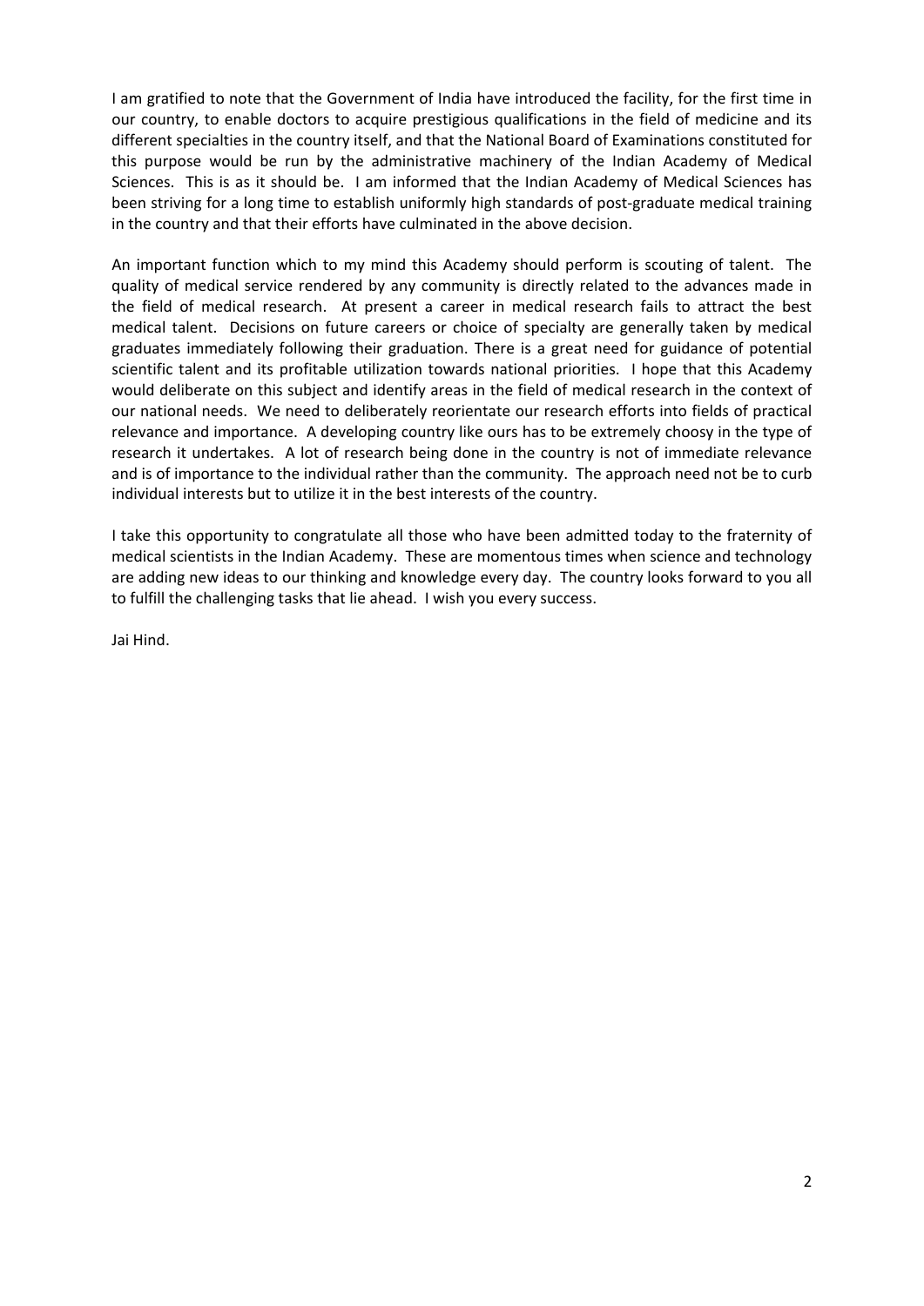I am gratified to note that the Government of India have introduced the facility, for the first time in our country, to enable doctors to acquire prestigious qualifications in the field of medicine and its different specialties in the country itself, and that the National Board of Examinations constituted for this purpose would be run by the administrative machinery of the Indian Academy of Medical Sciences. This is as it should be. I am informed that the Indian Academy of Medical Sciences has been striving for a long time to establish uniformly high standards of post-graduate medical training in the country and that their efforts have culminated in the above decision.

An important function which to my mind this Academy should perform is scouting of talent. The quality of medical service rendered by any community is directly related to the advances made in the field of medical research. At present a career in medical research fails to attract the best medical talent. Decisions on future careers or choice of specialty are generally taken by medical graduates immediately following their graduation. There is a great need for guidance of potential scientific talent and its profitable utilization towards national priorities. I hope that this Academy would deliberate on this subject and identify areas in the field of medical research in the context of our national needs. We need to deliberately reorientate our research efforts into fields of practical relevance and importance. A developing country like ours has to be extremely choosy in the type of research it undertakes. A lot of research being done in the country is not of immediate relevance and is of importance to the individual rather than the community. The approach need not be to curb individual interests but to utilize it in the best interests of the country.

I take this opportunity to congratulate all those who have been admitted today to the fraternity of medical scientists in the Indian Academy. These are momentous times when science and technology are adding new ideas to our thinking and knowledge every day. The country looks forward to you all to fulfill the challenging tasks that lie ahead. I wish you every success.

Jai Hind.